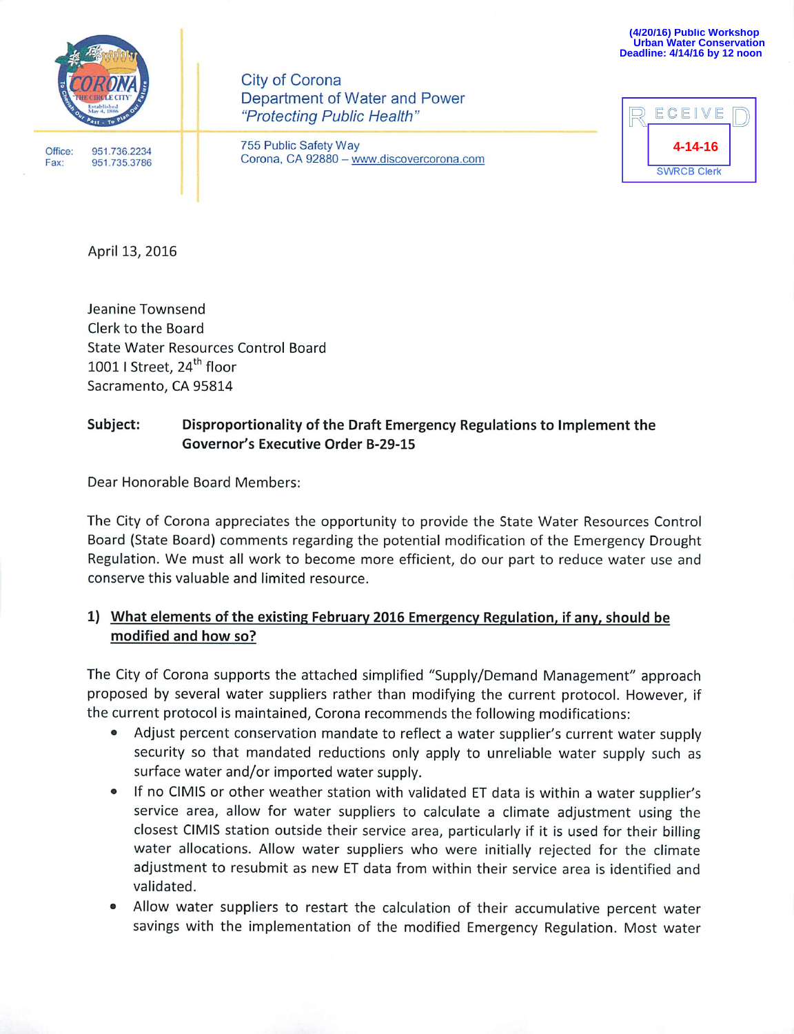(4/20/16) Public Workshop
Urban Water Conservation
Deadline: 4/14/16 by 12 noon

RECEIVED
4-14-16
SWRCB Clerk

City of Corona
Department of Water and Power
*"Protecting Public Health"*

Office: 951.736.2234
Fax: 951.735.3786

755 Public Safety Way
Corona, CA 92880 – www.discovercorona.com

April 13, 2016

Jeanine Townsend
Clerk to the Board
State Water Resources Control Board
1001 I Street, 24th floor
Sacramento, CA 95814

**Subject:** **Disproportionality of the Draft Emergency Regulations to Implement the Governor's Executive Order B-29-15**

Dear Honorable Board Members:

The City of Corona appreciates the opportunity to provide the State Water Resources Control Board (State Board) comments regarding the potential modification of the Emergency Drought Regulation. We must all work to become more efficient, do our part to reduce water use and conserve this valuable and limited resource.

**1) What elements of the existing February 2016 Emergency Regulation, if any, should be modified and how so?**

The City of Corona supports the attached simplified "Supply/Demand Management" approach proposed by several water suppliers rather than modifying the current protocol. However, if the current protocol is maintained, Corona recommends the following modifications:

- Adjust percent conservation mandate to reflect a water supplier's current water supply security so that mandated reductions only apply to unreliable water supply such as surface water and/or imported water supply.
- If no CIMIS or other weather station with validated ET data is within a water supplier's service area, allow for water suppliers to calculate a climate adjustment using the closest CIMIS station outside their service area, particularly if it is used for their billing water allocations. Allow water suppliers who were initially rejected for the climate adjustment to resubmit as new ET data from within their service area is identified and validated.
- Allow water suppliers to restart the calculation of their accumulative percent water savings with the implementation of the modified Emergency Regulation. Most water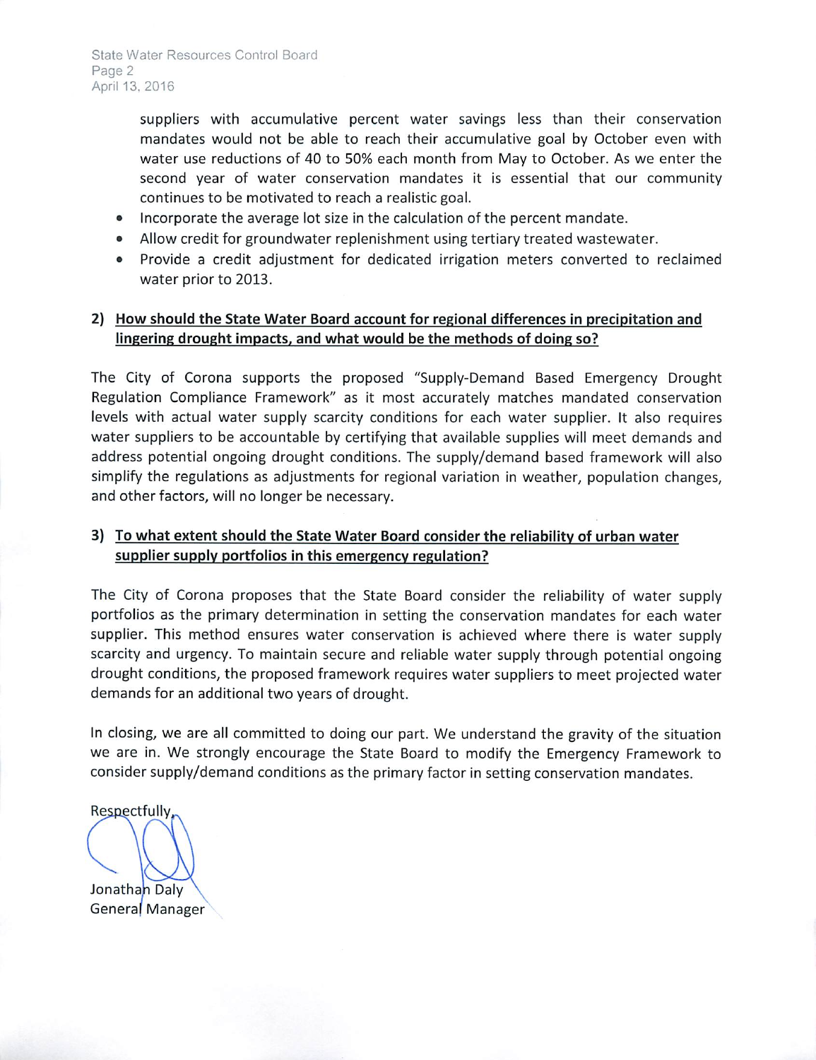suppliers with accumulative percent water savings less than their conservation mandates would not be able to reach their accumulative goal by October even with water use reductions of 40 to 50% each month from May to October. As we enter the second year of water conservation mandates it is essential that our community continues to be motivated to reach a realistic goal.

- Incorporate the average lot size in the calculation of the percent mandate.
- Allow credit for groundwater replenishment using tertiary treated wastewater.
- Provide a credit adjustment for dedicated irrigation meters converted to reclaimed water prior to 2013.

**2) <u>How should the State Water Board account for regional differences in precipitation and lingering drought impacts, and what would be the methods of doing so?</u>**

The City of Corona supports the proposed "Supply-Demand Based Emergency Drought Regulation Compliance Framework" as it most accurately matches mandated conservation levels with actual water supply scarcity conditions for each water supplier. It also requires water suppliers to be accountable by certifying that available supplies will meet demands and address potential ongoing drought conditions. The supply/demand based framework will also simplify the regulations as adjustments for regional variation in weather, population changes, and other factors, will no longer be necessary.

**3) <u>To what extent should the State Water Board consider the reliability of urban water supplier supply portfolios in this emergency regulation?</u>**

The City of Corona proposes that the State Board consider the reliability of water supply portfolios as the primary determination in setting the conservation mandates for each water supplier. This method ensures water conservation is achieved where there is water supply scarcity and urgency. To maintain secure and reliable water supply through potential ongoing drought conditions, the proposed framework requires water suppliers to meet projected water demands for an additional two years of drought.

In closing, we are all committed to doing our part. We understand the gravity of the situation we are in. We strongly encourage the State Board to modify the Emergency Framework to consider supply/demand conditions as the primary factor in setting conservation mandates.

Respectfully,

Jonathan Daly
General Manager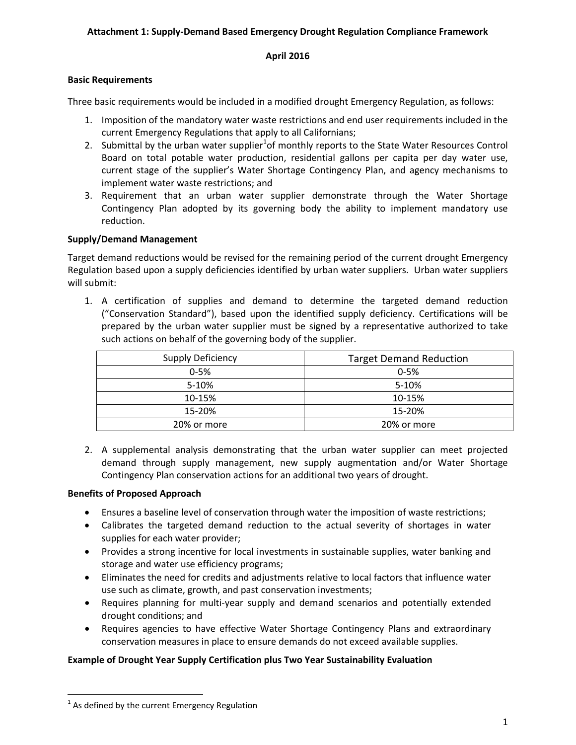**Attachment 1: Supply-Demand Based Emergency Drought Regulation Compliance Framework**

**April 2016**

**Basic Requirements**

Three basic requirements would be included in a modified drought Emergency Regulation, as follows:

1. Imposition of the mandatory water waste restrictions and end user requirements included in the current Emergency Regulations that apply to all Californians;
2. Submittal by the urban water supplier[1] of monthly reports to the State Water Resources Control Board on total potable water production, residential gallons per capita per day water use, current stage of the supplier's Water Shortage Contingency Plan, and agency mechanisms to implement water waste restrictions; and
3. Requirement that an urban water supplier demonstrate through the Water Shortage Contingency Plan adopted by its governing body the ability to implement mandatory use reduction.

**Supply/Demand Management**

Target demand reductions would be revised for the remaining period of the current drought Emergency Regulation based upon a supply deficiencies identified by urban water suppliers. Urban water suppliers will submit:

1. A certification of supplies and demand to determine the targeted demand reduction ("Conservation Standard"), based upon the identified supply deficiency. Certifications will be prepared by the urban water supplier must be signed by a representative authorized to take such actions on behalf of the governing body of the supplier.

| Supply Deficiency | Target Demand Reduction |
|---|---|
| 0-5% | 0-5% |
| 5-10% | 5-10% |
| 10-15% | 10-15% |
| 15-20% | 15-20% |
| 20% or more | 20% or more |

2. A supplemental analysis demonstrating that the urban water supplier can meet projected demand through supply management, new supply augmentation and/or Water Shortage Contingency Plan conservation actions for an additional two years of drought.

**Benefits of Proposed Approach**

- Ensures a baseline level of conservation through water the imposition of waste restrictions;
- Calibrates the targeted demand reduction to the actual severity of shortages in water supplies for each water provider;
- Provides a strong incentive for local investments in sustainable supplies, water banking and storage and water use efficiency programs;
- Eliminates the need for credits and adjustments relative to local factors that influence water use such as climate, growth, and past conservation investments;
- Requires planning for multi-year supply and demand scenarios and potentially extended drought conditions; and
- Requires agencies to have effective Water Shortage Contingency Plans and extraordinary conservation measures in place to ensure demands do not exceed available supplies.

**Example of Drought Year Supply Certification plus Two Year Sustainability Evaluation**

---

[1] As defined by the current Emergency Regulation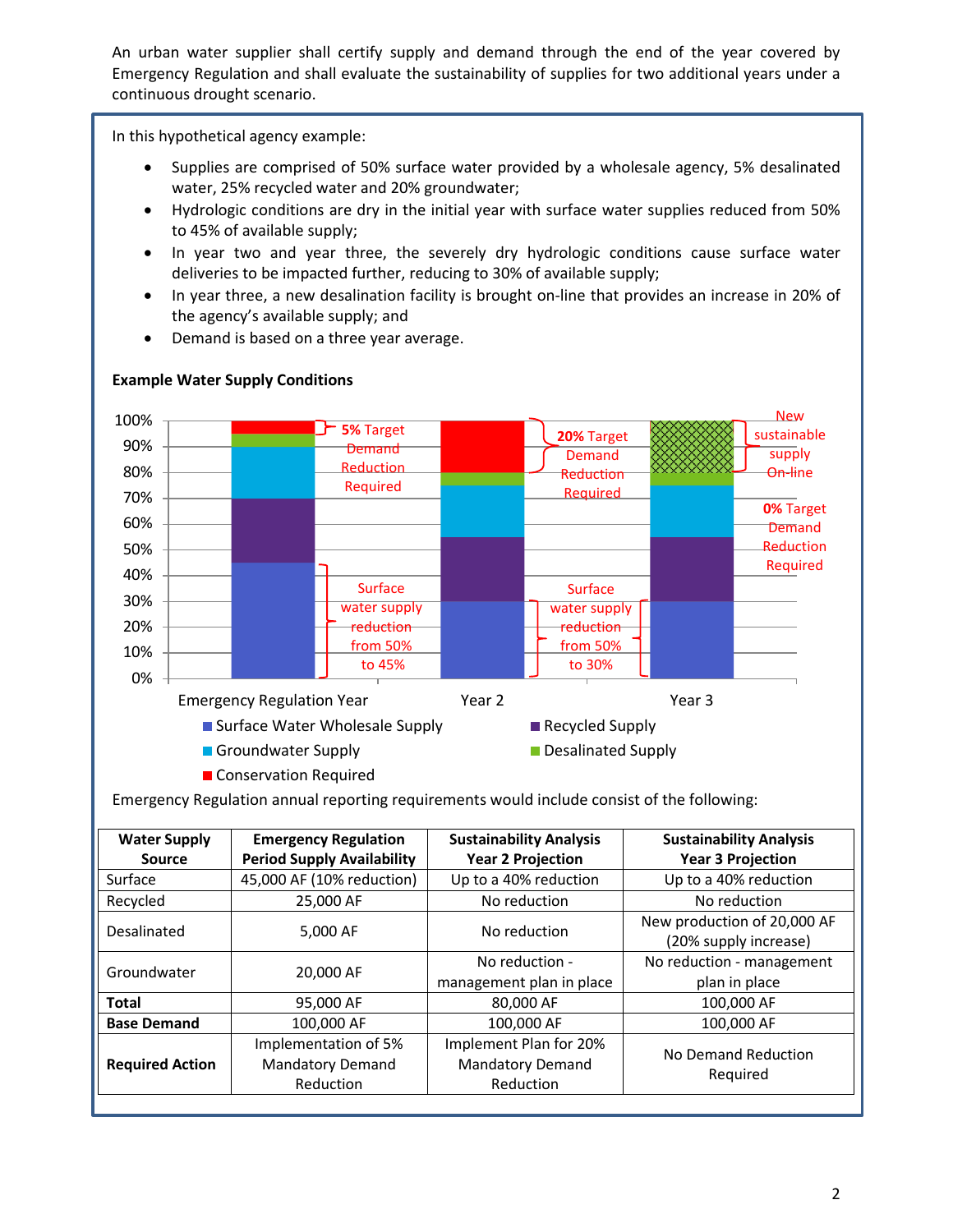An urban water supplier shall certify supply and demand through the end of the year covered by Emergency Regulation and shall evaluate the sustainability of supplies for two additional years under a continuous drought scenario.

In this hypothetical agency example:

- Supplies are comprised of 50% surface water provided by a wholesale agency, 5% desalinated water, 25% recycled water and 20% groundwater;
- Hydrologic conditions are dry in the initial year with surface water supplies reduced from 50% to 45% of available supply;
- In year two and year three, the severely dry hydrologic conditions cause surface water deliveries to be impacted further, reducing to 30% of available supply;
- In year three, a new desalination facility is brought on-line that provides an increase in 20% of the agency's available supply; and
- Demand is based on a three year average.

**Example Water Supply Conditions**

100%
90%
80%
70%
60%
50%
40%
30%
20%
10%
0%

**5%** Target Demand Reduction Required

Surface water supply reduction from 50% to 45%

**20%** Target Demand Reduction Required

Surface water supply reduction from 50% to 30%

New sustainable supply On-line

**0%** Target Demand Reduction Required

Emergency Regulation Year
Year 2
Year 3

Surface Water Wholesale Supply
Recycled Supply
Groundwater Supply
Desalinated Supply
Conservation Required

Emergency Regulation annual reporting requirements would include consist of the following:

| Water Supply Source | Emergency Regulation Period Supply Availability | Sustainability Analysis Year 2 Projection | Sustainability Analysis Year 3 Projection |
|---|---|---|---|
| Surface | 45,000 AF (10% reduction) | Up to a 40% reduction | Up to a 40% reduction |
| Recycled | 25,000 AF | No reduction | No reduction |
| Desalinated | 5,000 AF | No reduction | New production of 20,000 AF (20% supply increase) |
| Groundwater | 20,000 AF | No reduction - management plan in place | No reduction - management plan in place |
| **Total** | 95,000 AF | 80,000 AF | 100,000 AF |
| **Base Demand** | 100,000 AF | 100,000 AF | 100,000 AF |
| **Required Action** | Implementation of 5% Mandatory Demand Reduction | Implement Plan for 20% Mandatory Demand Reduction | No Demand Reduction Required |